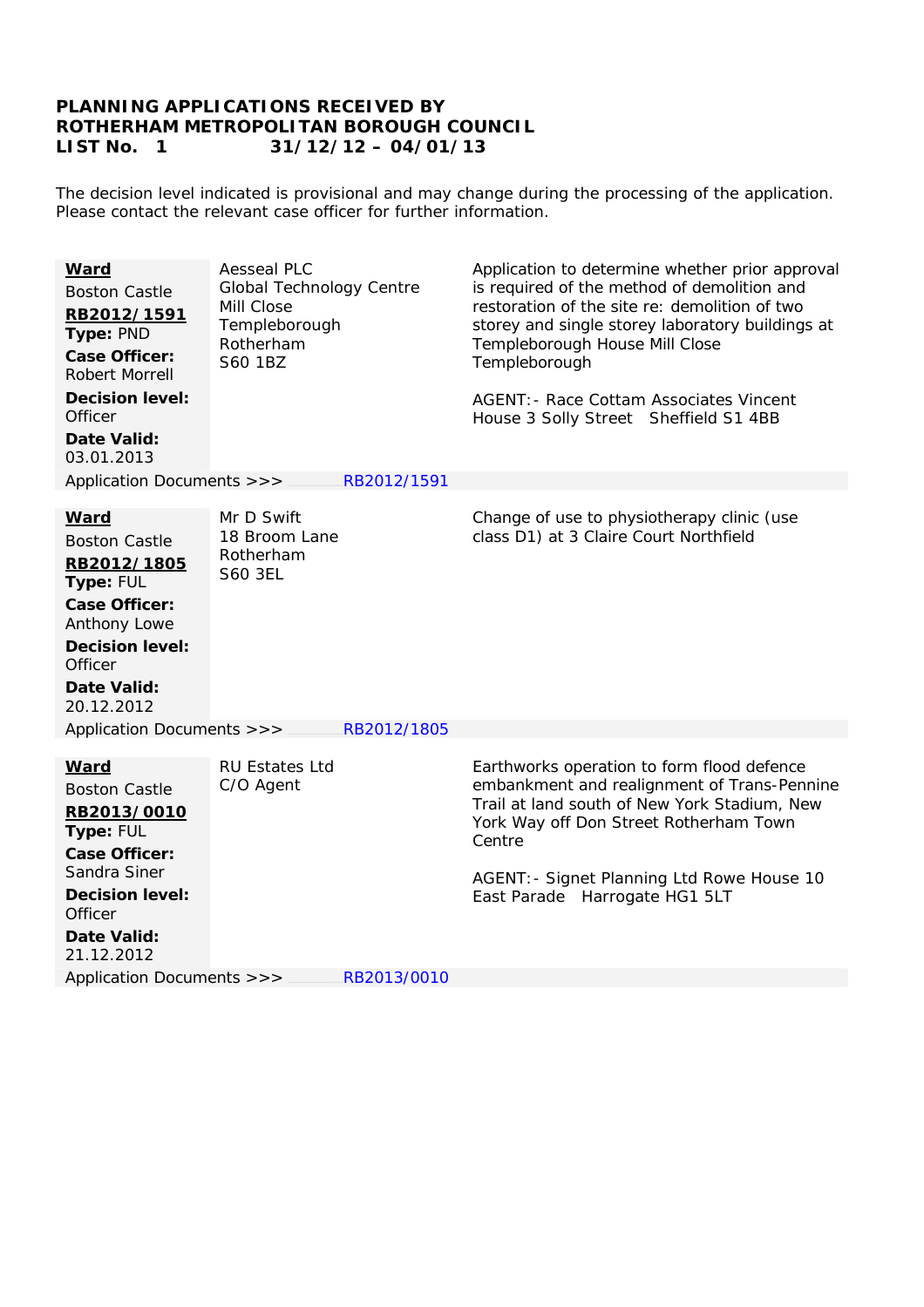# PLANNING APPLICATIONS RECEIVED BY ROTHERHAM METROPOLITAN BOROUGH COUNCIL
## LIST No. 1 31/12/12 – 04/01/13

The decision level indicated is provisional and may change during the processing of the application. Please contact the relevant case officer for further information.

| | | |
|---|---|---|
| **Ward**<br>Boston Castle<br>**RB2012/1591**<br>**Type:** PND<br>**Case Officer:** Robert Morrell<br>**Decision level:** Officer<br>**Date Valid:** 03.01.2013 | Aesseal PLC<br>Global Technology Centre<br>Mill Close<br>Templeborough<br>Rotherham<br>S60 1BZ | Application to determine whether prior approval is required of the method of demolition and restoration of the site re: demolition of two storey and single storey laboratory buildings at Templeborough House Mill Close Templeborough<br><br>AGENT:- Race Cottam Associates Vincent House 3 Solly Street Sheffield S1 4BB |
| Application Documents >>> | RB2012/1591 | |

| | | |
|---|---|---|
| **Ward**<br>Boston Castle<br>**RB2012/1805**<br>**Type:** FUL<br>**Case Officer:** Anthony Lowe<br>**Decision level:** Officer<br>**Date Valid:** 20.12.2012 | Mr D Swift<br>18 Broom Lane<br>Rotherham<br>S60 3EL | Change of use to physiotherapy clinic (use class D1) at 3 Claire Court Northfield |
| Application Documents >>> | RB2012/1805 | |

| | | |
|---|---|---|
| **Ward**<br>Boston Castle<br>**RB2013/0010**<br>**Type:** FUL<br>**Case Officer:** Sandra Siner<br>**Decision level:** Officer<br>**Date Valid:** 21.12.2012 | RU Estates Ltd<br>C/O Agent | Earthworks operation to form flood defence embankment and realignment of Trans-Pennine Trail at land south of New York Stadium, New York Way off Don Street Rotherham Town Centre<br><br>AGENT:- Signet Planning Ltd Rowe House 10 East Parade Harrogate HG1 5LT |
| Application Documents >>> | RB2013/0010 | |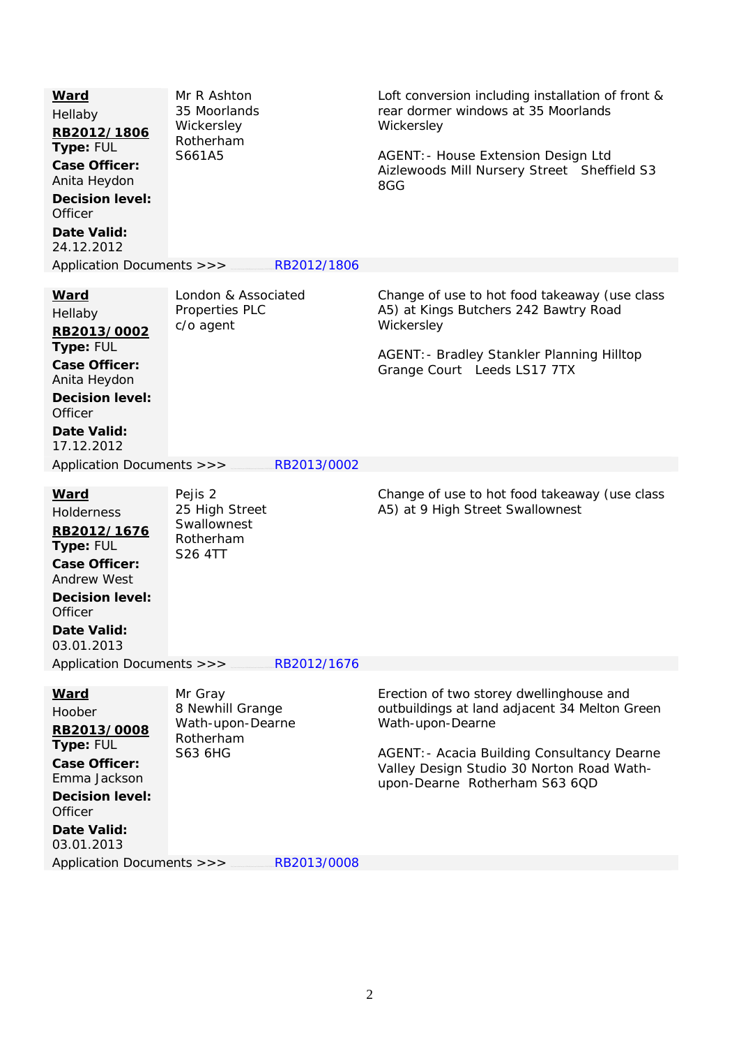| | | |
|---|---|---|
| **Ward**<br>Hellaby<br>**RB2012/1806**<br>**Type:** FUL<br>**Case Officer:** Anita Heydon<br>**Decision level:** Officer<br>**Date Valid:** 24.12.2012 | Mr R Ashton<br>35 Moorlands<br>Wickersley<br>Rotherham<br>S661A5 | Loft conversion including installation of front & rear dormer windows at 35 Moorlands Wickersley<br><br>AGENT:- House Extension Design Ltd Aizlewoods Mill Nursery Street Sheffield S3 8GG |
| Application Documents >>> RB2012/1806 | | |

| | | |
|---|---|---|
| **Ward**<br>Hellaby<br>**RB2013/0002**<br>**Type:** FUL<br>**Case Officer:** Anita Heydon<br>**Decision level:** Officer<br>**Date Valid:** 17.12.2012 | London & Associated Properties PLC<br>c/o agent | Change of use to hot food takeaway (use class A5) at Kings Butchers 242 Bawtry Road Wickersley<br><br>AGENT:- Bradley Stankler Planning Hilltop Grange Court Leeds LS17 7TX |
| Application Documents >>> RB2013/0002 | | |

| | | |
|---|---|---|
| **Ward**<br>Holderness<br>**RB2012/1676**<br>**Type:** FUL<br>**Case Officer:** Andrew West<br>**Decision level:** Officer<br>**Date Valid:** 03.01.2013 | Pejis 2<br>25 High Street<br>Swallownest<br>Rotherham<br>S26 4TT | Change of use to hot food takeaway (use class A5) at 9 High Street Swallownest |
| Application Documents >>> RB2012/1676 | | |

| | | |
|---|---|---|
| **Ward**<br>Hoober<br>**RB2013/0008**<br>**Type:** FUL<br>**Case Officer:** Emma Jackson<br>**Decision level:** Officer<br>**Date Valid:** 03.01.2013 | Mr Gray<br>8 Newhill Grange<br>Wath-upon-Dearne<br>Rotherham<br>S63 6HG | Erection of two storey dwellinghouse and outbuildings at land adjacent 34 Melton Green Wath-upon-Dearne<br><br>AGENT:- Acacia Building Consultancy Dearne Valley Design Studio 30 Norton Road Wath-upon-Dearne Rotherham S63 6QD |
| Application Documents >>> RB2013/0008 | | |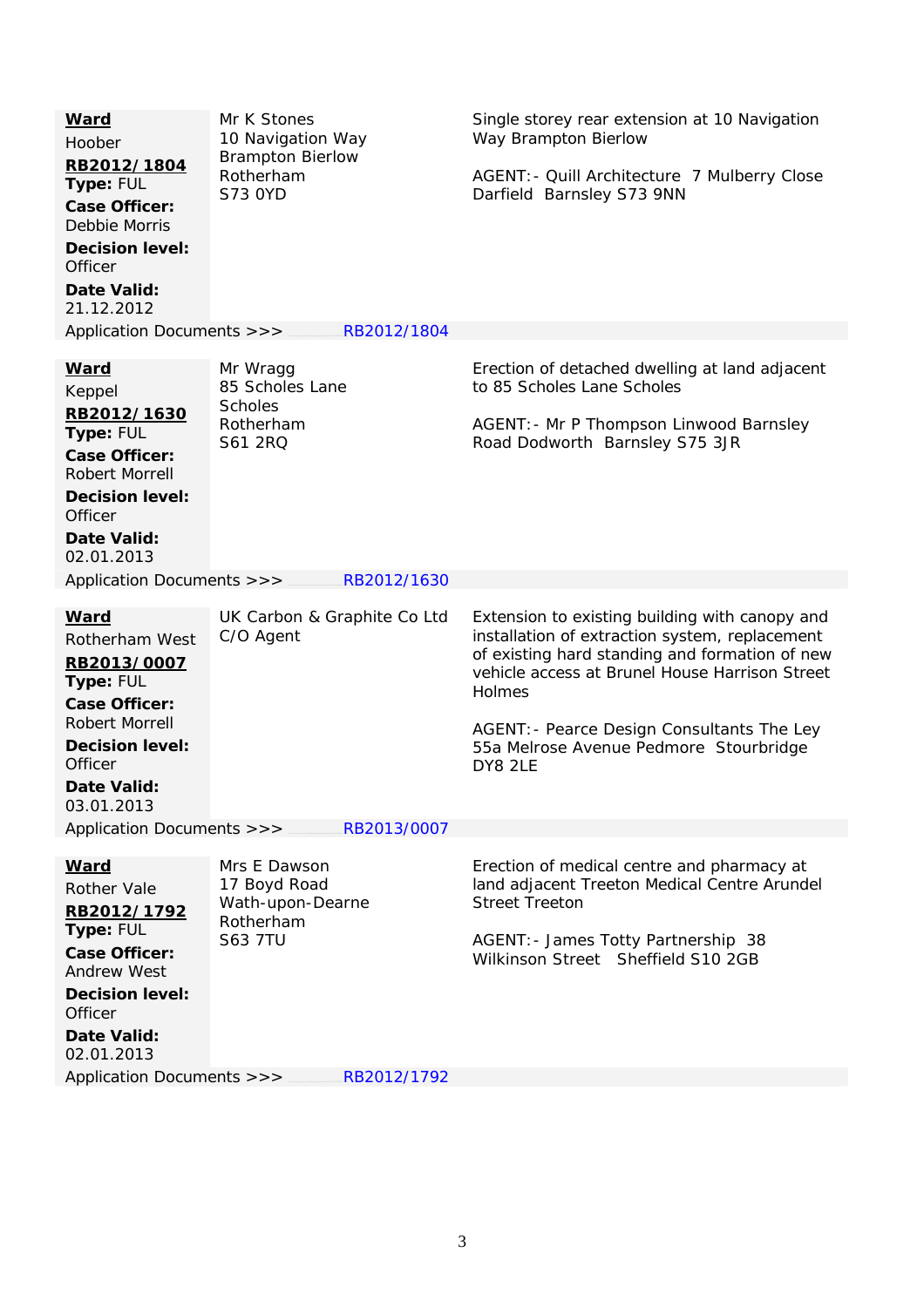| | | |
|---|---|---|
| **Ward**<br>Hoober<br>**RB2012/1804**<br>**Type:** FUL<br>**Case Officer:**<br>Debbie Morris<br>**Decision level:**<br>Officer<br>**Date Valid:**<br>21.12.2012 | Mr K Stones<br>10 Navigation Way<br>Brampton Bierlow<br>Rotherham<br>S73 0YD | Single storey rear extension at 10 Navigation Way Brampton Bierlow<br><br>AGENT:- Quill Architecture 7 Mulberry Close Darfield Barnsley S73 9NN |
| Application Documents >>> | RB2012/1804 | |

| | | |
|---|---|---|
| **Ward**<br>Keppel<br>**RB2012/1630**<br>**Type:** FUL<br>**Case Officer:**<br>Robert Morrell<br>**Decision level:**<br>Officer<br>**Date Valid:**<br>02.01.2013 | Mr Wragg<br>85 Scholes Lane<br>Scholes<br>Rotherham<br>S61 2RQ | Erection of detached dwelling at land adjacent to 85 Scholes Lane Scholes<br><br>AGENT:- Mr P Thompson Linwood Barnsley Road Dodworth Barnsley S75 3JR |
| Application Documents >>> | RB2012/1630 | |

| | | |
|---|---|---|
| **Ward**<br>Rotherham West<br>**RB2013/0007**<br>**Type:** FUL<br>**Case Officer:**<br>Robert Morrell<br>**Decision level:**<br>Officer<br>**Date Valid:**<br>03.01.2013 | UK Carbon & Graphite Co Ltd<br>C/O Agent | Extension to existing building with canopy and installation of extraction system, replacement of existing hard standing and formation of new vehicle access at Brunel House Harrison Street Holmes<br><br>AGENT:- Pearce Design Consultants The Ley 55a Melrose Avenue Pedmore Stourbridge DY8 2LE |
| Application Documents >>> | RB2013/0007 | |

| | | |
|---|---|---|
| **Ward**<br>Rother Vale<br>**RB2012/1792**<br>**Type:** FUL<br>**Case Officer:**<br>Andrew West<br>**Decision level:**<br>Officer<br>**Date Valid:**<br>02.01.2013 | Mrs E Dawson<br>17 Boyd Road<br>Wath-upon-Dearne<br>Rotherham<br>S63 7TU | Erection of medical centre and pharmacy at land adjacent Treeton Medical Centre Arundel Street Treeton<br><br>AGENT:- James Totty Partnership 38 Wilkinson Street Sheffield S10 2GB |
| Application Documents >>> | RB2012/1792 | |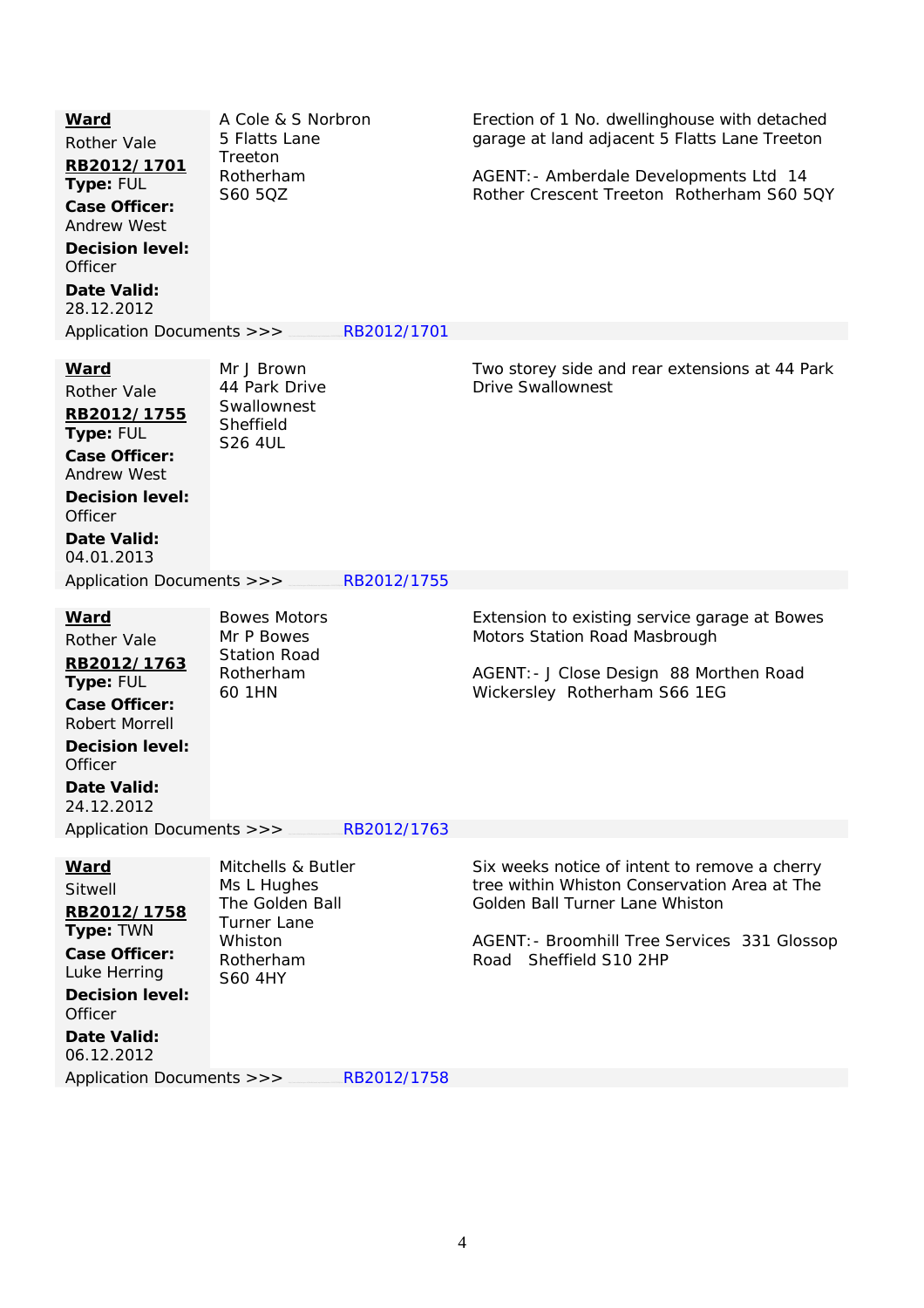| | | |
|---|---|---|
| **Ward**<br>Rother Vale<br>**RB2012/1701**<br>**Type:** FUL<br>**Case Officer:**<br>Andrew West<br>**Decision level:**<br>Officer<br>**Date Valid:**<br>28.12.2012 | A Cole & S Norbron<br>5 Flatts Lane<br>Treeton<br>Rotherham<br>S60 5QZ | Erection of 1 No. dwellinghouse with detached garage at land adjacent 5 Flatts Lane Treeton<br><br>AGENT:- Amberdale Developments Ltd 14 Rother Crescent Treeton Rotherham S60 5QY |
| Application Documents >>> | RB2012/1701 | |

| | | |
|---|---|---|
| **Ward**<br>Rother Vale<br>**RB2012/1755**<br>**Type:** FUL<br>**Case Officer:**<br>Andrew West<br>**Decision level:**<br>Officer<br>**Date Valid:**<br>04.01.2013 | Mr J Brown<br>44 Park Drive<br>Swallownest<br>Sheffield<br>S26 4UL | Two storey side and rear extensions at 44 Park Drive Swallownest |
| Application Documents >>> | RB2012/1755 | |

| | | |
|---|---|---|
| **Ward**<br>Rother Vale<br>**RB2012/1763**<br>**Type:** FUL<br>**Case Officer:**<br>Robert Morrell<br>**Decision level:**<br>Officer<br>**Date Valid:**<br>24.12.2012 | Bowes Motors<br>Mr P Bowes<br>Station Road<br>Rotherham<br>60 1HN | Extension to existing service garage at Bowes Motors Station Road Masbrough<br><br>AGENT:- J Close Design 88 Morthen Road Wickersley Rotherham S66 1EG |
| Application Documents >>> | RB2012/1763 | |

| | | |
|---|---|---|
| **Ward**<br>Sitwell<br>**RB2012/1758**<br>**Type:** TWN<br>**Case Officer:**<br>Luke Herring<br>**Decision level:**<br>Officer<br>**Date Valid:**<br>06.12.2012 | Mitchells & Butler<br>Ms L Hughes<br>The Golden Ball<br>Turner Lane<br>Whiston<br>Rotherham<br>S60 4HY | Six weeks notice of intent to remove a cherry tree within Whiston Conservation Area at The Golden Ball Turner Lane Whiston<br><br>AGENT:- Broomhill Tree Services 331 Glossop Road Sheffield S10 2HP |
| Application Documents >>> | RB2012/1758 | |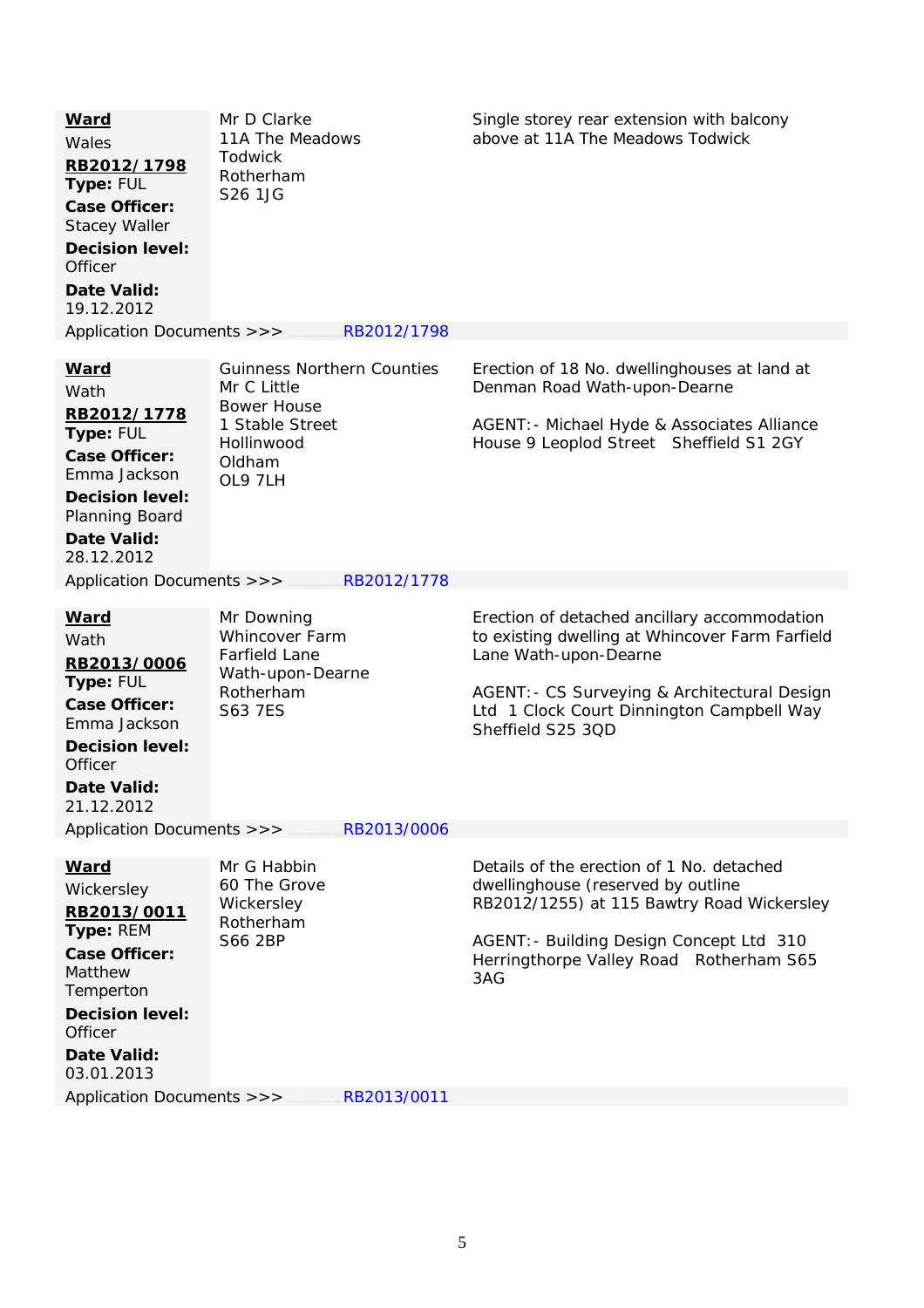| | | |
|---|---|---|
| **Ward**<br>Wales<br>**RB2012/1798**<br>**Type:** FUL<br>**Case Officer:**<br>Stacey Waller<br>**Decision level:**<br>Officer<br>**Date Valid:**<br>19.12.2012 | Mr D Clarke<br>11A The Meadows<br>Todwick<br>Rotherham<br>S26 1JG | Single storey rear extension with balcony above at 11A The Meadows Todwick |
| Application Documents >>> | RB2012/1798 | |

| | | |
|---|---|---|
| **Ward**<br>Wath<br>**RB2012/1778**<br>**Type:** FUL<br>**Case Officer:**<br>Emma Jackson<br>**Decision level:**<br>Planning Board<br>**Date Valid:**<br>28.12.2012 | Guinness Northern Counties<br>Mr C Little<br>Bower House<br>1 Stable Street<br>Hollinwood<br>Oldham<br>OL9 7LH | Erection of 18 No. dwellinghouses at land at Denman Road Wath-upon-Dearne<br><br>AGENT:- Michael Hyde & Associates Alliance House 9 Leoplod Street Sheffield S1 2GY |
| Application Documents >>> | RB2012/1778 | |

| | | |
|---|---|---|
| **Ward**<br>Wath<br>**RB2013/0006**<br>**Type:** FUL<br>**Case Officer:**<br>Emma Jackson<br>**Decision level:**<br>Officer<br>**Date Valid:**<br>21.12.2012 | Mr Downing<br>Whincover Farm<br>Farfield Lane<br>Wath-upon-Dearne<br>Rotherham<br>S63 7ES | Erection of detached ancillary accommodation to existing dwelling at Whincover Farm Farfield Lane Wath-upon-Dearne<br><br>AGENT:- CS Surveying & Architectural Design Ltd 1 Clock Court Dinnington Campbell Way Sheffield S25 3QD |
| Application Documents >>> | RB2013/0006 | |

| | | |
|---|---|---|
| **Ward**<br>Wickersley<br>**RB2013/0011**<br>**Type:** REM<br>**Case Officer:**<br>Matthew Temperton<br>**Decision level:**<br>Officer<br>**Date Valid:**<br>03.01.2013 | Mr G Habbin<br>60 The Grove<br>Wickersley<br>Rotherham<br>S66 2BP | Details of the erection of 1 No. detached dwellinghouse (reserved by outline RB2012/1255) at 115 Bawtry Road Wickersley<br><br>AGENT:- Building Design Concept Ltd 310 Herringthorpe Valley Road Rotherham S65 3AG |
| Application Documents >>> | RB2013/0011 | |